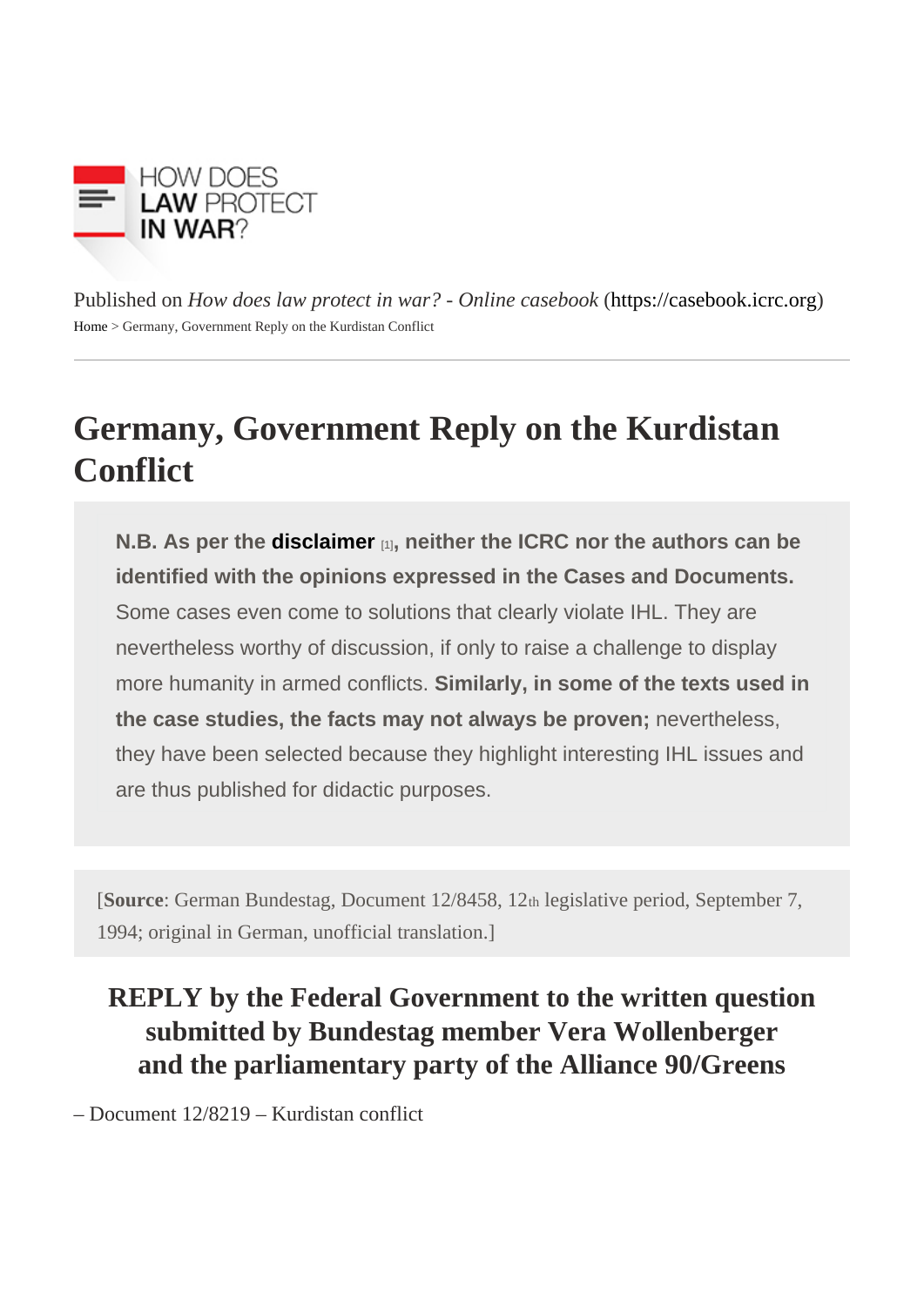Published on *How does law protect in war? - Online casebook* (https://casebook.icrc.org)

Home > Germany, Government Reply on the Kurdistan Conflict

# Germany, Government Reply on the Kurdistan Conflict

**N.B. As per the disclaimer [1], neither the ICRC nor the authors can be identified with the opinions expressed in the Cases and Documents.** Some cases even come to solutions that clearly violate IHL. They are nevertheless worthy of discussion, if only to raise a challenge to display more humanity in armed conflicts. **Similarly, in some of the texts used in the case studies, the facts may not always be proven;** nevertheless, they have been selected because they highlight interesting IHL issues and are thus published for didactic purposes.

[**Source**: German Bundestag, Document 12/8458, 12th legislative period, September 7, 1994; original in German, unofficial translation.]

## REPLY by the Federal Government to the written question submitted by Bundestag member Vera Wollenberger and the parliamentary party of the Alliance 90/Greens

– Document 12/8219 – Kurdistan conflict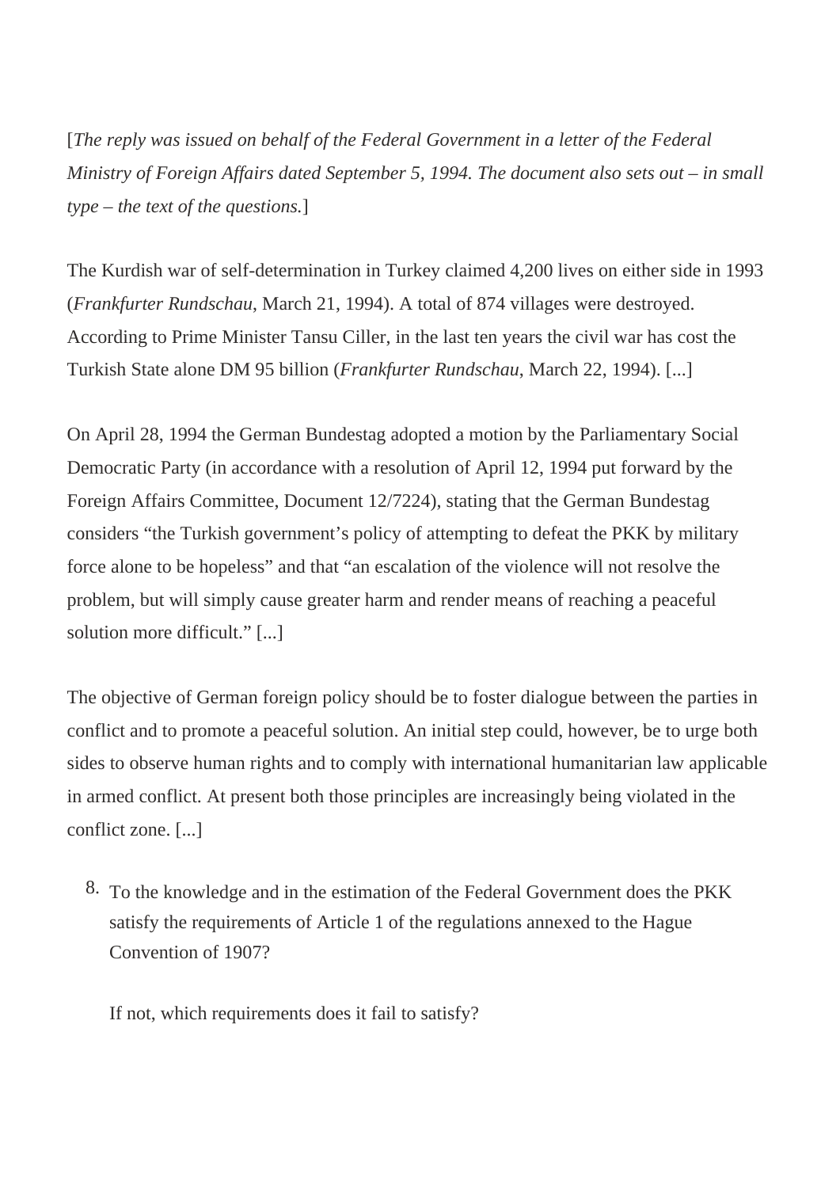[*The reply was issued on behalf of the Federal Government in a letter of the Federal Ministry of Foreign Affairs dated September 5, 1994. The document also sets out – in small type – the text of the questions.*]

The Kurdish war of self-determination in Turkey claimed 4,200 lives on either side in 1993 (*Frankfurter Rundschau*, March 21, 1994). A total of 874 villages were destroyed. According to Prime Minister Tansu Ciller, in the last ten years the civil war has cost the Turkish State alone DM 95 billion (*Frankfurter Rundschau*, March 22, 1994). [...]

On April 28, 1994 the German Bundestag adopted a motion by the Parliamentary Social Democratic Party (in accordance with a resolution of April 12, 1994 put forward by the Foreign Affairs Committee, Document 12/7224), stating that the German Bundestag considers "the Turkish government's policy of attempting to defeat the PKK by military force alone to be hopeless" and that "an escalation of the violence will not resolve the problem, but will simply cause greater harm and render means of reaching a peaceful solution more difficult." [...]

The objective of German foreign policy should be to foster dialogue between the parties in conflict and to promote a peaceful solution. An initial step could, however, be to urge both sides to observe human rights and to comply with international humanitarian law applicable in armed conflict. At present both those principles are increasingly being violated in the conflict zone. [...]

8. To the knowledge and in the estimation of the Federal Government does the PKK satisfy the requirements of Article 1 of the regulations annexed to the Hague Convention of 1907?

   If not, which requirements does it fail to satisfy?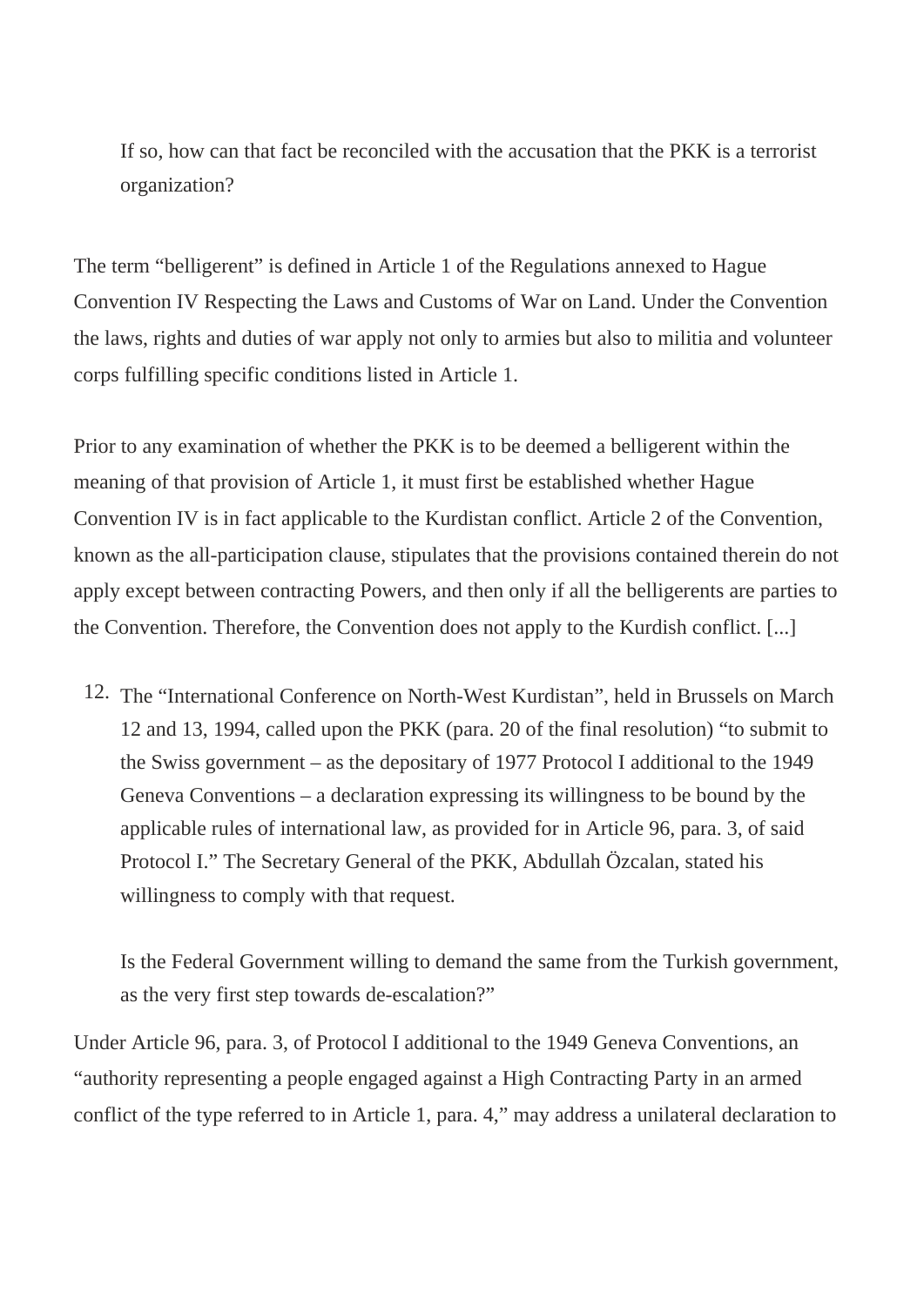If so, how can that fact be reconciled with the accusation that the PKK is a terrorist organization?

The term "belligerent" is defined in Article 1 of the Regulations annexed to Hague Convention IV Respecting the Laws and Customs of War on Land. Under the Convention the laws, rights and duties of war apply not only to armies but also to militia and volunteer corps fulfilling specific conditions listed in Article 1.

Prior to any examination of whether the PKK is to be deemed a belligerent within the meaning of that provision of Article 1, it must first be established whether Hague Convention IV is in fact applicable to the Kurdistan conflict. Article 2 of the Convention, known as the all-participation clause, stipulates that the provisions contained therein do not apply except between contracting Powers, and then only if all the belligerents are parties to the Convention. Therefore, the Convention does not apply to the Kurdish conflict. [...]

12. The "International Conference on North-West Kurdistan", held in Brussels on March 12 and 13, 1994, called upon the PKK (para. 20 of the final resolution) "to submit to the Swiss government – as the depositary of 1977 Protocol I additional to the 1949 Geneva Conventions – a declaration expressing its willingness to be bound by the applicable rules of international law, as provided for in Article 96, para. 3, of said Protocol I." The Secretary General of the PKK, Abdullah Özcalan, stated his willingness to comply with that request.

    Is the Federal Government willing to demand the same from the Turkish government, as the very first step towards de-escalation?"

Under Article 96, para. 3, of Protocol I additional to the 1949 Geneva Conventions, an "authority representing a people engaged against a High Contracting Party in an armed conflict of the type referred to in Article 1, para. 4," may address a unilateral declaration to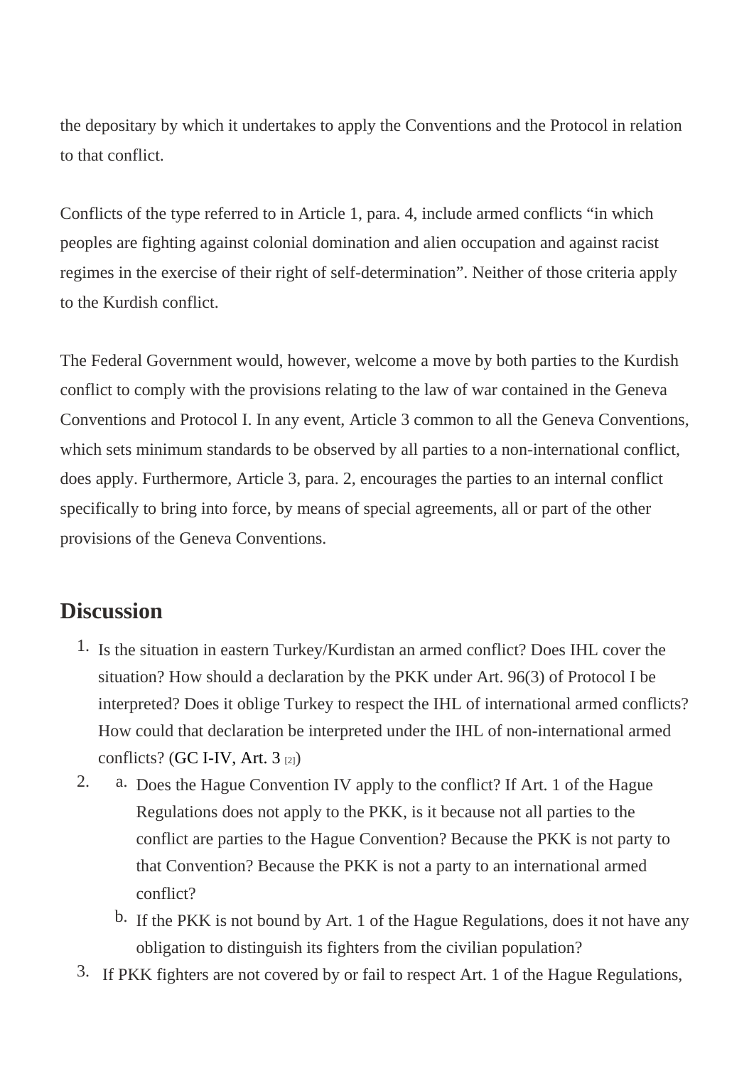the depositary by which it undertakes to apply the Conventions and the Protocol in relation to that conflict.

Conflicts of the type referred to in Article 1, para. 4, include armed conflicts "in which peoples are fighting against colonial domination and alien occupation and against racist regimes in the exercise of their right of self-determination". Neither of those criteria apply to the Kurdish conflict.

The Federal Government would, however, welcome a move by both parties to the Kurdish conflict to comply with the provisions relating to the law of war contained in the Geneva Conventions and Protocol I. In any event, Article 3 common to all the Geneva Conventions, which sets minimum standards to be observed by all parties to a non-international conflict, does apply. Furthermore, Article 3, para. 2, encourages the parties to an internal conflict specifically to bring into force, by means of special agreements, all or part of the other provisions of the Geneva Conventions.

## Discussion

1. Is the situation in eastern Turkey/Kurdistan an armed conflict? Does IHL cover the situation? How should a declaration by the PKK under Art. 96(3) of Protocol I be interpreted? Does it oblige Turkey to respect the IHL of international armed conflicts? How could that declaration be interpreted under the IHL of non-international armed conflicts? (GC I-IV, Art. 3 [2])
2. a. Does the Hague Convention IV apply to the conflict? If Art. 1 of the Hague Regulations does not apply to the PKK, is it because not all parties to the conflict are parties to the Hague Convention? Because the PKK is not party to that Convention? Because the PKK is not a party to an international armed conflict?
   b. If the PKK is not bound by Art. 1 of the Hague Regulations, does it not have any obligation to distinguish its fighters from the civilian population?
3. If PKK fighters are not covered by or fail to respect Art. 1 of the Hague Regulations,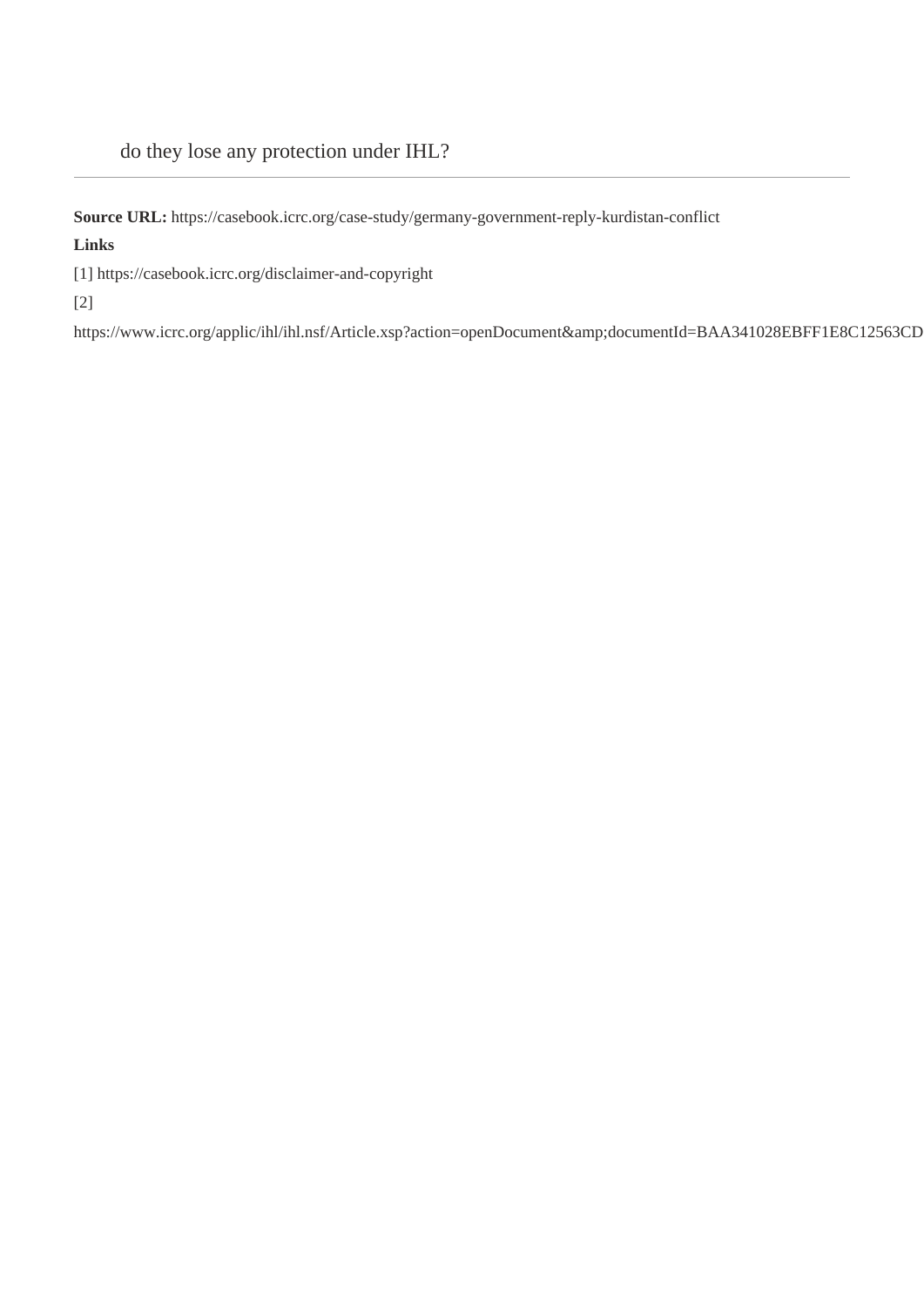do they lose any protection under IHL?

---

**Source URL:** https://casebook.icrc.org/case-study/germany-government-reply-kurdistan-conflict

**Links**

[1] https://casebook.icrc.org/disclaimer-and-copyright

[2]

https://www.icrc.org/applic/ihl/ihl.nsf/Article.xsp?action=openDocument&amp;documentId=BAA341028EBFF1E8C12563CD